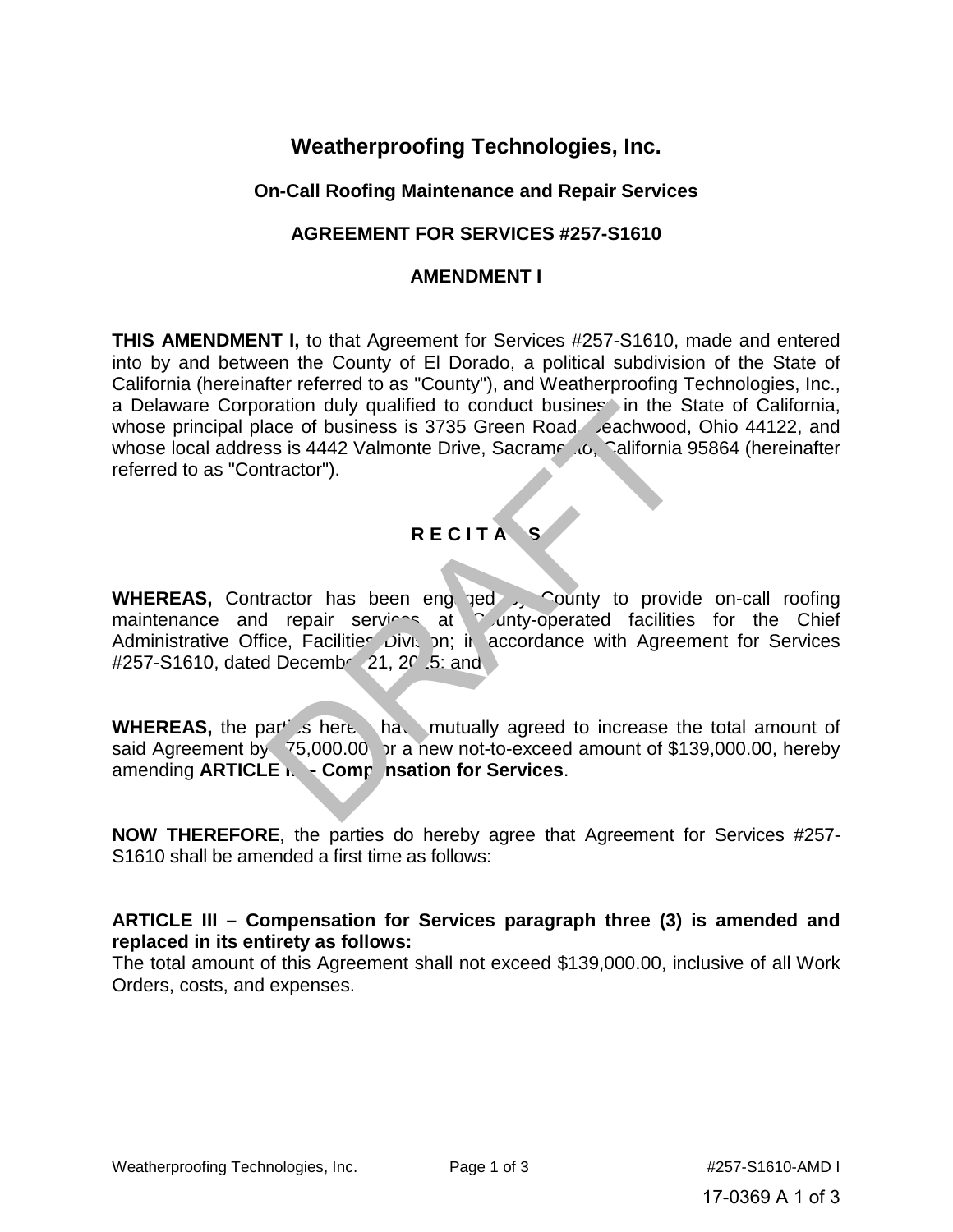# Weatherproofing Technologies, Inc.

## On-Call Roofing Maintenance and Repair Services

## AGREEMENT FOR SERVICES #257-S1610

## AMENDMENT I

**THIS AMENDMENT I,** to that Agreement for Services #257-S1610, made and entered into by and between the County of El Dorado, a political subdivision of the State of California (hereinafter referred to as "County"), and Weatherproofing Technologies, Inc., a Delaware Corporation duly qualified to conduct business in the State of California, whose principal place of business is 3735 Green Road, Beachwood, Ohio 44122, and whose local address is 4442 Valmonte Drive, Sacramento, California 95864 (hereinafter referred to as "Contractor").

## R E C I T A L S

**WHEREAS,** Contractor has been engaged by County to provide on-call roofing maintenance and repair services at County-operated facilities for the Chief Administrative Office, Facilities Division; in accordance with Agreement for Services #257-S1610, dated December 21, 2015; and

**WHEREAS,** the parties hereto have mutually agreed to increase the total amount of said Agreement by $75,000.00 for a new not-to-exceed amount of $139,000.00, hereby amending **ARTICLE III – Compensation for Services**.

**NOW THEREFORE**, the parties do hereby agree that Agreement for Services #257-S1610 shall be amended a first time as follows:

**ARTICLE III – Compensation for Services paragraph three (3) is amended and replaced in its entirety as follows:**
The total amount of this Agreement shall not exceed $139,000.00, inclusive of all Work Orders, costs, and expenses.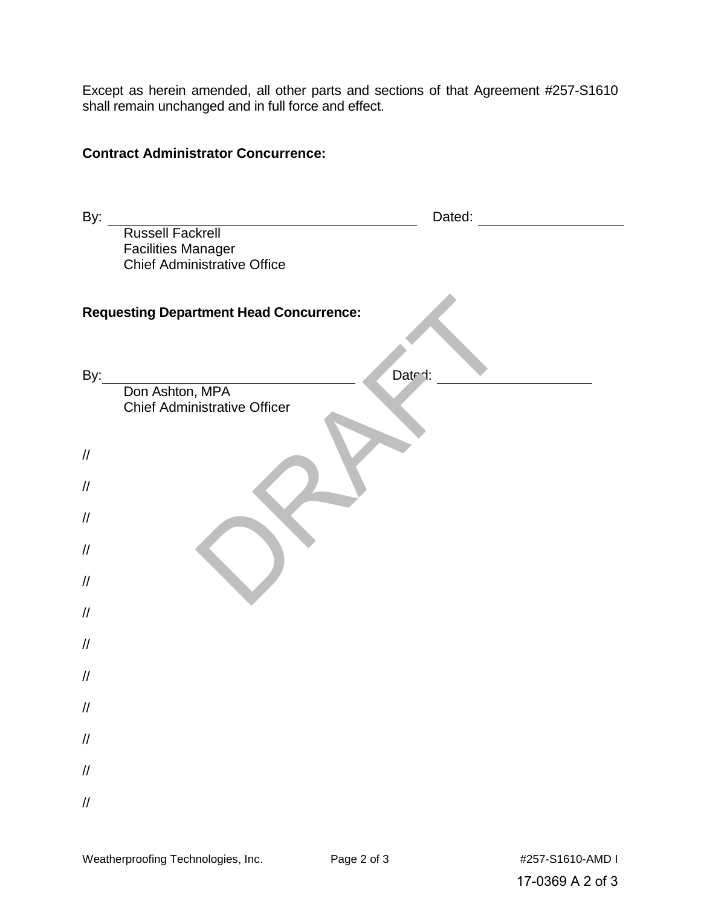Except as herein amended, all other parts and sections of that Agreement #257-S1610 shall remain unchanged and in full force and effect.

**Contract Administrator Concurrence:**

By: ______________________________ Dated: ____________________

Russell Fackrell
Facilities Manager
Chief Administrative Office

**Requesting Department Head Concurrence:**

By: ______________________________ Dated: ____________________

Don Ashton, MPA
Chief Administrative Officer

//

//

//

//

//

//

//

//

//

//

//

//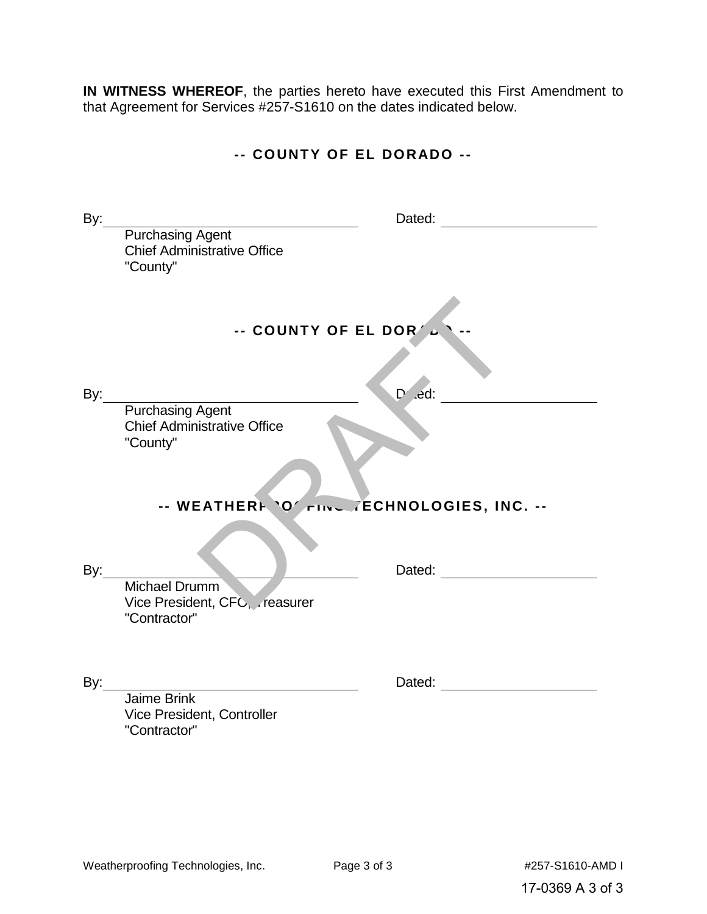**IN WITNESS WHEREOF**, the parties hereto have executed this First Amendment to that Agreement for Services #257-S1610 on the dates indicated below.

**-- COUNTY OF EL DORADO --**

By: ______________________________ Dated: ____________________

Purchasing Agent
Chief Administrative Office
"County"

**-- COUNTY OF EL DORADO --**

By: ______________________________ Dated: ____________________

Purchasing Agent
Chief Administrative Office
"County"

**-- WEATHERPROOFING TECHNOLOGIES, INC. --**

By: ______________________________ Dated: ____________________

Michael Drumm
Vice President, CFO, Treasurer
"Contractor"

By: ______________________________ Dated: ____________________

Jaime Brink
Vice President, Controller
"Contractor"

DRAFT